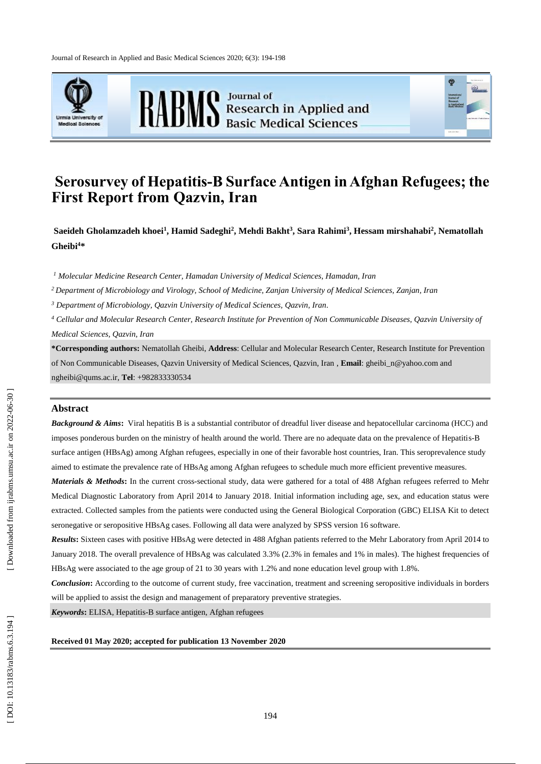# Serosurvey of Hepatitis-B Surface Antigen in Afghan Refugees; the First Report from Qazvin, Iran

**Saeideh Gholamzadeh khoei[1], Hamid Sadeghi[2], Mehdi Bakht[3], Sara Rahimi[3], Hessam mirshahabi[2], Nematollah Gheibi[4]\***

*[1] Molecular Medicine Research Center, Hamadan University of Medical Sciences, Hamadan, Iran*

*[2] Department of Microbiology and Virology, School of Medicine, Zanjan University of Medical Sciences, Zanjan, Iran*

*[3] Department of Microbiology, Qazvin University of Medical Sciences, Qazvin, Iran.*

*[4] Cellular and Molecular Research Center, Research Institute for Prevention of Non Communicable Diseases, Qazvin University of Medical Sciences, Qazvin, Iran*

**\*Corresponding authors:** Nematollah Gheibi, **Address**: Cellular and Molecular Research Center, Research Institute for Prevention of Non Communicable Diseases, Qazvin University of Medical Sciences, Qazvin, Iran , **Email**: gheibi_n@yahoo.com and ngheibi@qums.ac.ir, **Tel**: +982833330534

## Abstract

***Background & Aims*:** Viral hepatitis B is a substantial contributor of dreadful liver disease and hepatocellular carcinoma (HCC) and imposes ponderous burden on the ministry of health around the world. There are no adequate data on the prevalence of Hepatitis-B surface antigen (HBsAg) among Afghan refugees, especially in one of their favorable host countries, Iran. This seroprevalence study aimed to estimate the prevalence rate of HBsAg among Afghan refugees to schedule much more efficient preventive measures.

***Materials & Methods*:** In the current cross-sectional study, data were gathered for a total of 488 Afghan refugees referred to Mehr Medical Diagnostic Laboratory from April 2014 to January 2018. Initial information including age, sex, and education status were extracted. Collected samples from the patients were conducted using the General Biological Corporation (GBC) ELISA Kit to detect seronegative or seropositive HBsAg cases. Following all data were analyzed by SPSS version 16 software.

***Results*:** Sixteen cases with positive HBsAg were detected in 488 Afghan patients referred to the Mehr Laboratory from April 2014 to January 2018. The overall prevalence of HBsAg was calculated 3.3% (2.3% in females and 1% in males). The highest frequencies of HBsAg were associated to the age group of 21 to 30 years with 1.2% and none education level group with 1.8%.

***Conclusion*:** According to the outcome of current study, free vaccination, treatment and screening seropositive individuals in borders will be applied to assist the design and management of preparatory preventive strategies.

***Keywords*:** ELISA, Hepatitis-B surface antigen, Afghan refugees

**Received 01 May 2020; accepted for publication 13 November 2020**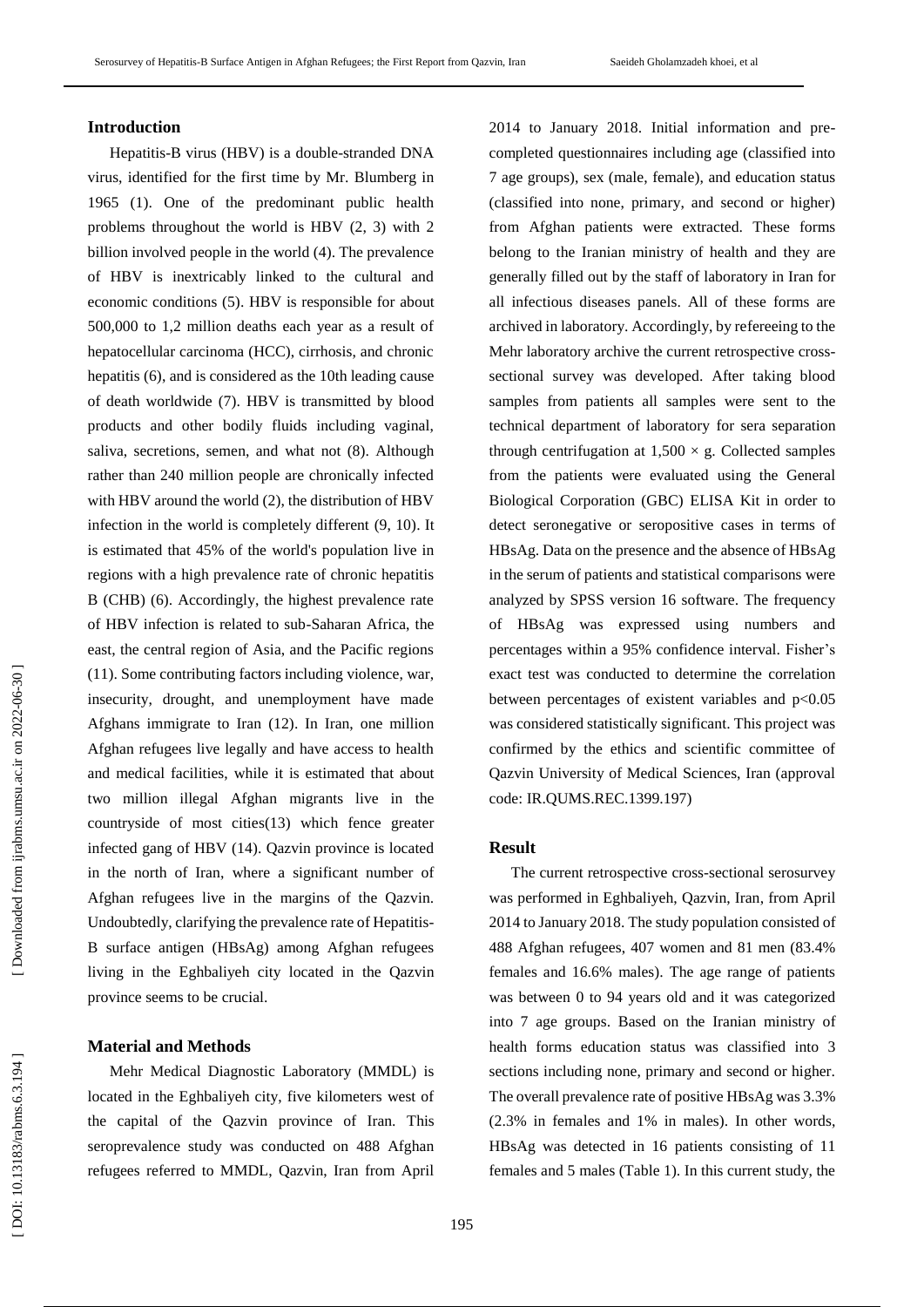## Introduction

Hepatitis-B virus (HBV) is a double-stranded DNA virus, identified for the first time by Mr. Blumberg in 1965 (1). One of the predominant public health problems throughout the world is HBV (2, 3) with 2 billion involved people in the world (4). The prevalence of HBV is inextricably linked to the cultural and economic conditions (5). HBV is responsible for about 500,000 to 1,2 million deaths each year as a result of hepatocellular carcinoma (HCC), cirrhosis, and chronic hepatitis (6), and is considered as the 10th leading cause of death worldwide (7). HBV is transmitted by blood products and other bodily fluids including vaginal, saliva, secretions, semen, and what not (8). Although rather than 240 million people are chronically infected with HBV around the world (2), the distribution of HBV infection in the world is completely different (9, 10). It is estimated that 45% of the world's population live in regions with a high prevalence rate of chronic hepatitis B (CHB) (6). Accordingly, the highest prevalence rate of HBV infection is related to sub-Saharan Africa, the east, the central region of Asia, and the Pacific regions (11). Some contributing factors including violence, war, insecurity, drought, and unemployment have made Afghans immigrate to Iran (12). In Iran, one million Afghan refugees live legally and have access to health and medical facilities, while it is estimated that about two million illegal Afghan migrants live in the countryside of most cities(13) which fence greater infected gang of HBV (14). Qazvin province is located in the north of Iran, where a significant number of Afghan refugees live in the margins of the Qazvin. Undoubtedly, clarifying the prevalence rate of Hepatitis-B surface antigen (HBsAg) among Afghan refugees living in the Eghbaliyeh city located in the Qazvin province seems to be crucial.

## Material and Methods

Mehr Medical Diagnostic Laboratory (MMDL) is located in the Eghbaliyeh city, five kilometers west of the capital of the Qazvin province of Iran. This seroprevalence study was conducted on 488 Afghan refugees referred to MMDL, Qazvin, Iran from April 2014 to January 2018. Initial information and pre-completed questionnaires including age (classified into 7 age groups), sex (male, female), and education status (classified into none, primary, and second or higher) from Afghan patients were extracted. These forms belong to the Iranian ministry of health and they are generally filled out by the staff of laboratory in Iran for all infectious diseases panels. All of these forms are archived in laboratory. Accordingly, by refereeing to the Mehr laboratory archive the current retrospective cross-sectional survey was developed. After taking blood samples from patients all samples were sent to the technical department of laboratory for sera separation through centrifugation at $1{,}500 \times g$. Collected samples from the patients were evaluated using the General Biological Corporation (GBC) ELISA Kit in order to detect seronegative or seropositive cases in terms of HBsAg. Data on the presence and the absence of HBsAg in the serum of patients and statistical comparisons were analyzed by SPSS version 16 software. The frequency of HBsAg was expressed using numbers and percentages within a 95% confidence interval. Fisher's exact test was conducted to determine the correlation between percentages of existent variables and $p<0.05$ was considered statistically significant. This project was confirmed by the ethics and scientific committee of Qazvin University of Medical Sciences, Iran (approval code: IR.QUMS.REC.1399.197)

## Result

The current retrospective cross-sectional serosurvey was performed in Eghbaliyeh, Qazvin, Iran, from April 2014 to January 2018. The study population consisted of 488 Afghan refugees, 407 women and 81 men (83.4% females and 16.6% males). The age range of patients was between 0 to 94 years old and it was categorized into 7 age groups. Based on the Iranian ministry of health forms education status was classified into 3 sections including none, primary and second or higher. The overall prevalence rate of positive HBsAg was 3.3% (2.3% in females and 1% in males). In other words, HBsAg was detected in 16 patients consisting of 11 females and 5 males (Table 1). In this current study, the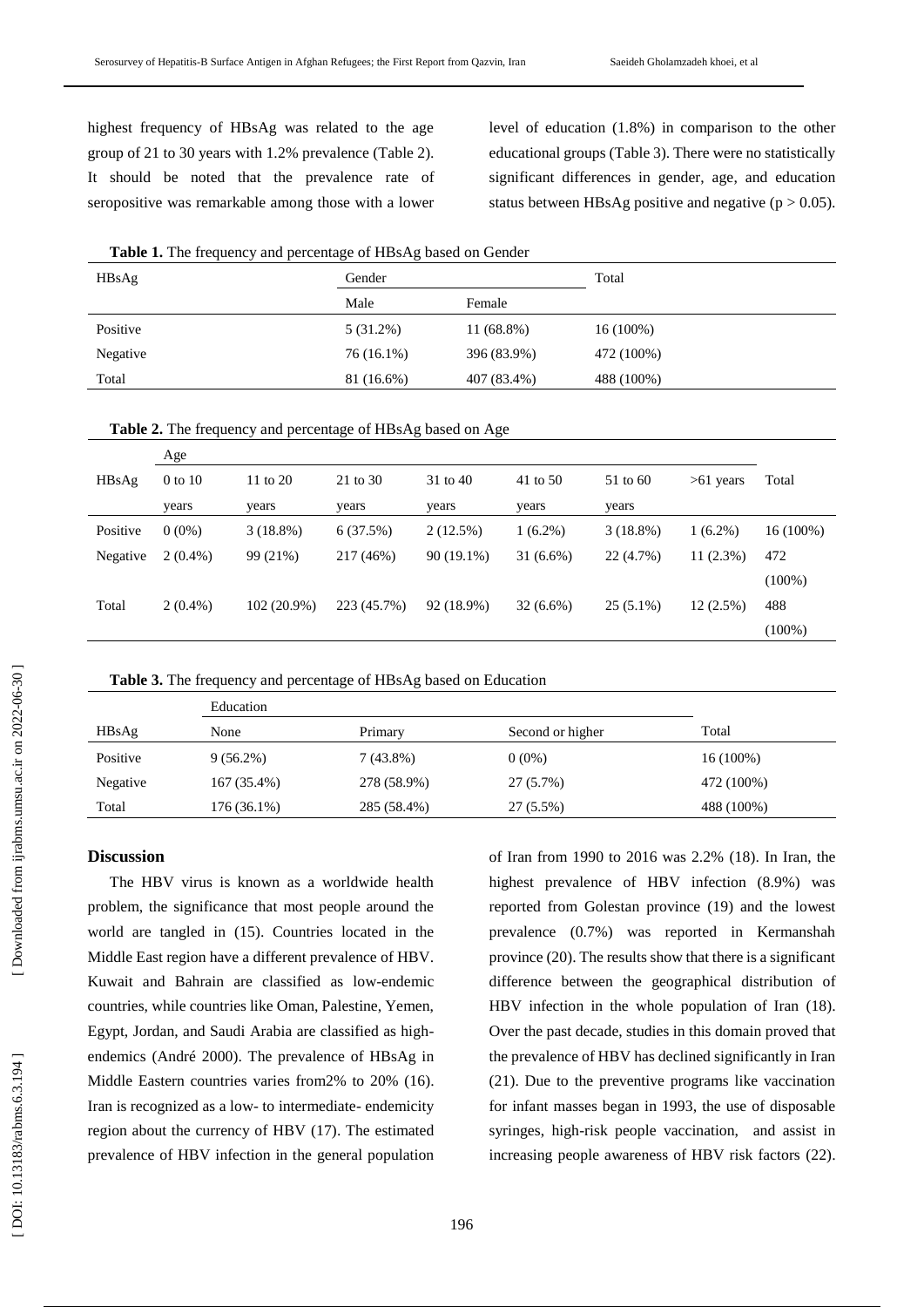highest frequency of HBsAg was related to the age group of 21 to 30 years with 1.2% prevalence (Table 2). It should be noted that the prevalence rate of seropositive was remarkable among those with a lower level of education (1.8%) in comparison to the other educational groups (Table 3). There were no statistically significant differences in gender, age, and education status between HBsAg positive and negative ($p > 0.05$).

**Table 1.** The frequency and percentage of HBsAg based on Gender

| HBsAg | Gender | | Total |
|---|---|---|---|
| | Male | Female | |
| Positive | 5 (31.2%) | 11 (68.8%) | 16 (100%) |
| Negative | 76 (16.1%) | 396 (83.9%) | 472 (100%) |
| Total | 81 (16.6%) | 407 (83.4%) | 488 (100%) |

**Table 2.** The frequency and percentage of HBsAg based on Age

| | Age | | | | | | | |
|---|---|---|---|---|---|---|---|---|
| HBsAg | 0 to 10 years | 11 to 20 years | 21 to 30 years | 31 to 40 years | 41 to 50 years | 51 to 60 years | >61 years | Total |
| Positive | 0 (0%) | 3 (18.8%) | 6 (37.5%) | 2 (12.5%) | 1 (6.2%) | 3 (18.8%) | 1 (6.2%) | 16 (100%) |
| Negative | 2 (0.4%) | 99 (21%) | 217 (46%) | 90 (19.1%) | 31 (6.6%) | 22 (4.7%) | 11 (2.3%) | 472 (100%) |
| Total | 2 (0.4%) | 102 (20.9%) | 223 (45.7%) | 92 (18.9%) | 32 (6.6%) | 25 (5.1%) | 12 (2.5%) | 488 (100%) |

**Table 3.** The frequency and percentage of HBsAg based on Education

| | Education | | | |
|---|---|---|---|---|
| HBsAg | None | Primary | Second or higher | Total |
| Positive | 9 (56.2%) | 7 (43.8%) | 0 (0%) | 16 (100%) |
| Negative | 167 (35.4%) | 278 (58.9%) | 27 (5.7%) | 472 (100%) |
| Total | 176 (36.1%) | 285 (58.4%) | 27 (5.5%) | 488 (100%) |

## Discussion

The HBV virus is known as a worldwide health problem, the significance that most people around the world are tangled in (15). Countries located in the Middle East region have a different prevalence of HBV. Kuwait and Bahrain are classified as low-endemic countries, while countries like Oman, Palestine, Yemen, Egypt, Jordan, and Saudi Arabia are classified as high-endemics (André 2000). The prevalence of HBsAg in Middle Eastern countries varies from2% to 20% (16). Iran is recognized as a low- to intermediate- endemicity region about the currency of HBV (17). The estimated prevalence of HBV infection in the general population of Iran from 1990 to 2016 was 2.2% (18). In Iran, the highest prevalence of HBV infection (8.9%) was reported from Golestan province (19) and the lowest prevalence (0.7%) was reported in Kermanshah province (20). The results show that there is a significant difference between the geographical distribution of HBV infection in the whole population of Iran (18). Over the past decade, studies in this domain proved that the prevalence of HBV has declined significantly in Iran (21). Due to the preventive programs like vaccination for infant masses began in 1993, the use of disposable syringes, high-risk people vaccination, and assist in increasing people awareness of HBV risk factors (22).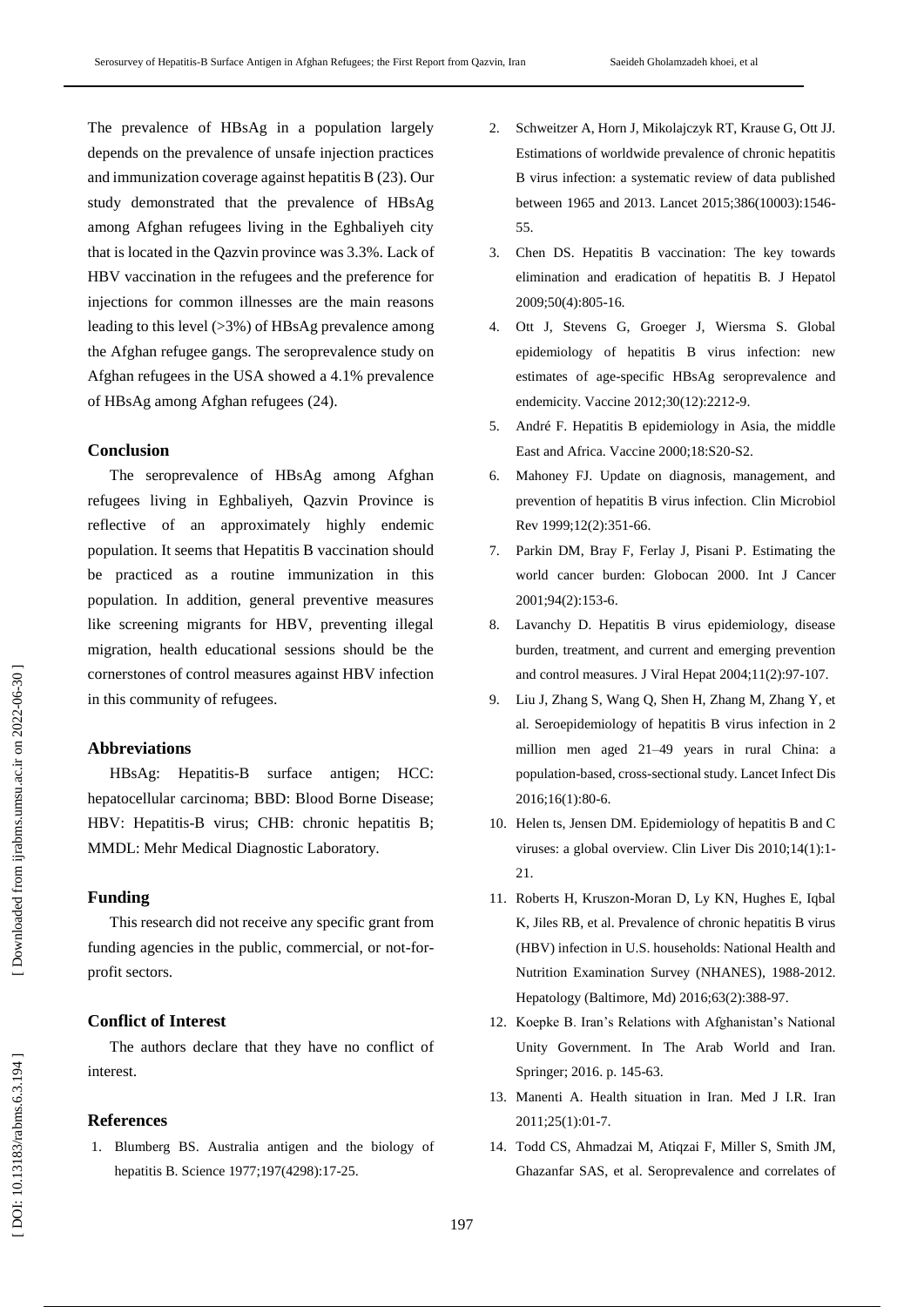The prevalence of HBsAg in a population largely depends on the prevalence of unsafe injection practices and immunization coverage against hepatitis B (23). Our study demonstrated that the prevalence of HBsAg among Afghan refugees living in the Eghbaliyeh city that is located in the Qazvin province was 3.3%. Lack of HBV vaccination in the refugees and the preference for injections for common illnesses are the main reasons leading to this level (>3%) of HBsAg prevalence among the Afghan refugee gangs. The seroprevalence study on Afghan refugees in the USA showed a 4.1% prevalence of HBsAg among Afghan refugees (24).

### Conclusion

The seroprevalence of HBsAg among Afghan refugees living in Eghbaliyeh, Qazvin Province is reflective of an approximately highly endemic population. It seems that Hepatitis B vaccination should be practiced as a routine immunization in this population. In addition, general preventive measures like screening migrants for HBV, preventing illegal migration, health educational sessions should be the cornerstones of control measures against HBV infection in this community of refugees.

### Abbreviations

HBsAg: Hepatitis-B surface antigen; HCC: hepatocellular carcinoma; BBD: Blood Borne Disease; HBV: Hepatitis-B virus; CHB: chronic hepatitis B; MMDL: Mehr Medical Diagnostic Laboratory.

### Funding

This research did not receive any specific grant from funding agencies in the public, commercial, or not-for-profit sectors.

### Conflict of Interest

The authors declare that they have no conflict of interest.

### References

1. Blumberg BS. Australia antigen and the biology of hepatitis B. Science 1977;197(4298):17-25.
2. Schweitzer A, Horn J, Mikolajczyk RT, Krause G, Ott JJ. Estimations of worldwide prevalence of chronic hepatitis B virus infection: a systematic review of data published between 1965 and 2013. Lancet 2015;386(10003):1546-55.
3. Chen DS. Hepatitis B vaccination: The key towards elimination and eradication of hepatitis B. J Hepatol 2009;50(4):805-16.
4. Ott J, Stevens G, Groeger J, Wiersma S. Global epidemiology of hepatitis B virus infection: new estimates of age-specific HBsAg seroprevalence and endemicity. Vaccine 2012;30(12):2212-9.
5. André F. Hepatitis B epidemiology in Asia, the middle East and Africa. Vaccine 2000;18:S20-S2.
6. Mahoney FJ. Update on diagnosis, management, and prevention of hepatitis B virus infection. Clin Microbiol Rev 1999;12(2):351-66.
7. Parkin DM, Bray F, Ferlay J, Pisani P. Estimating the world cancer burden: Globocan 2000. Int J Cancer 2001;94(2):153-6.
8. Lavanchy D. Hepatitis B virus epidemiology, disease burden, treatment, and current and emerging prevention and control measures. J Viral Hepat 2004;11(2):97-107.
9. Liu J, Zhang S, Wang Q, Shen H, Zhang M, Zhang Y, et al. Seroepidemiology of hepatitis B virus infection in 2 million men aged 21–49 years in rural China: a population-based, cross-sectional study. Lancet Infect Dis 2016;16(1):80-6.
10. Helen ts, Jensen DM. Epidemiology of hepatitis B and C viruses: a global overview. Clin Liver Dis 2010;14(1):1-21.
11. Roberts H, Kruszon-Moran D, Ly KN, Hughes E, Iqbal K, Jiles RB, et al. Prevalence of chronic hepatitis B virus (HBV) infection in U.S. households: National Health and Nutrition Examination Survey (NHANES), 1988-2012. Hepatology (Baltimore, Md) 2016;63(2):388-97.
12. Koepke B. Iran's Relations with Afghanistan's National Unity Government. In The Arab World and Iran. Springer; 2016. p. 145-63.
13. Manenti A. Health situation in Iran. Med J I.R. Iran 2011;25(1):01-7.
14. Todd CS, Ahmadzai M, Atiqzai F, Miller S, Smith JM, Ghazanfar SAS, et al. Seroprevalence and correlates of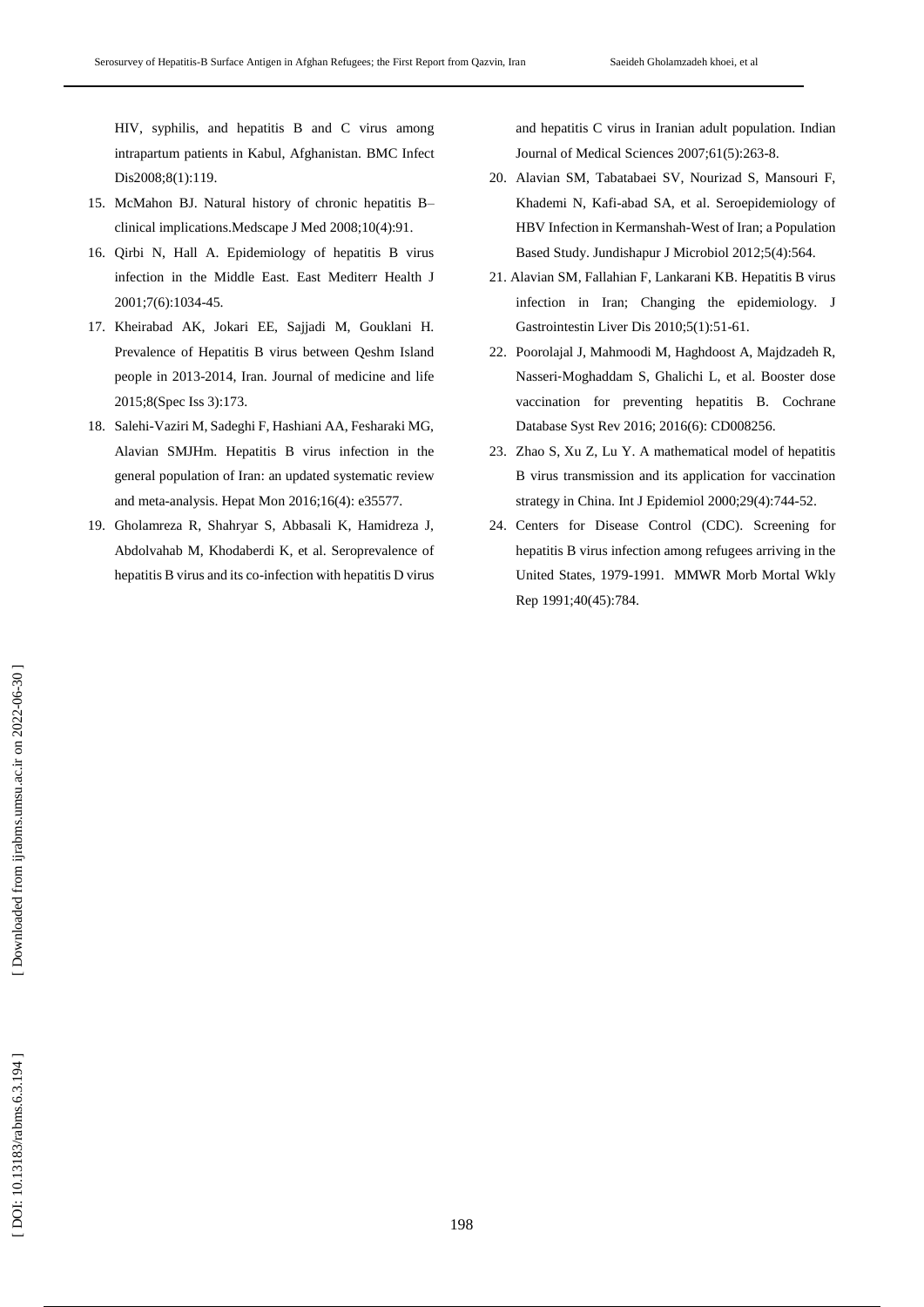HIV, syphilis, and hepatitis B and C virus among intrapartum patients in Kabul, Afghanistan. BMC Infect Dis2008;8(1):119.

15. McMahon BJ. Natural history of chronic hepatitis B–clinical implications.Medscape J Med 2008;10(4):91.
16. Qirbi N, Hall A. Epidemiology of hepatitis B virus infection in the Middle East. East Mediterr Health J 2001;7(6):1034-45.
17. Kheirabad AK, Jokari EE, Sajjadi M, Gouklani H. Prevalence of Hepatitis B virus between Qeshm Island people in 2013-2014, Iran. Journal of medicine and life 2015;8(Spec Iss 3):173.
18. Salehi-Vaziri M, Sadeghi F, Hashiani AA, Fesharaki MG, Alavian SMJHm. Hepatitis B virus infection in the general population of Iran: an updated systematic review and meta-analysis. Hepat Mon 2016;16(4): e35577.
19. Gholamreza R, Shahryar S, Abbasali K, Hamidreza J, Abdolvahab M, Khodaberdi K, et al. Seroprevalence of hepatitis B virus and its co-infection with hepatitis D virus and hepatitis C virus in Iranian adult population. Indian Journal of Medical Sciences 2007;61(5):263-8.
20. Alavian SM, Tabatabaei SV, Nourizad S, Mansouri F, Khademi N, Kafi-abad SA, et al. Seroepidemiology of HBV Infection in Kermanshah-West of Iran; a Population Based Study. Jundishapur J Microbiol 2012;5(4):564.
21. Alavian SM, Fallahian F, Lankarani KB. Hepatitis B virus infection in Iran; Changing the epidemiology. J Gastrointestin Liver Dis 2010;5(1):51-61.
22. Poorolajal J, Mahmoodi M, Haghdoost A, Majdzadeh R, Nasseri-Moghaddam S, Ghalichi L, et al. Booster dose vaccination for preventing hepatitis B. Cochrane Database Syst Rev 2016; 2016(6): CD008256.
23. Zhao S, Xu Z, Lu Y. A mathematical model of hepatitis B virus transmission and its application for vaccination strategy in China. Int J Epidemiol 2000;29(4):744-52.
24. Centers for Disease Control (CDC). Screening for hepatitis B virus infection among refugees arriving in the United States, 1979-1991. MMWR Morb Mortal Wkly Rep 1991;40(45):784.